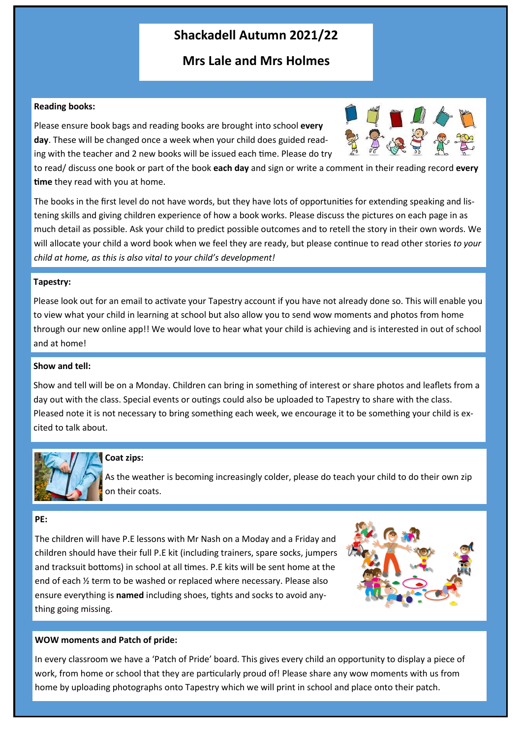# Shackadell Autumn 2021/22

## Mrs Lale and Mrs Holmes

**Reading books:**

Please ensure book bags and reading books are brought into school **every day**. These will be changed once a week when your child does guided reading with the teacher and 2 new books will be issued each time. Please do try to read/ discuss one book or part of the book **each day** and sign or write a comment in their reading record **every time** they read with you at home.

The books in the first level do not have words, but they have lots of opportunities for extending speaking and listening skills and giving children experience of how a book works. Please discuss the pictures on each page in as much detail as possible. Ask your child to predict possible outcomes and to retell the story in their own words. We will allocate your child a word book when we feel they are ready, but please continue to read other stories *to your child at home, as this is also vital to your child's development!*

**Tapestry:**

Please look out for an email to activate your Tapestry account if you have not already done so. This will enable you to view what your child in learning at school but also allow you to send wow moments and photos from home through our new online app!! We would love to hear what your child is achieving and is interested in out of school and at home!

**Show and tell:**

Show and tell will be on a Monday. Children can bring in something of interest or share photos and leaflets from a day out with the class. Special events or outings could also be uploaded to Tapestry to share with the class. Pleased note it is not necessary to bring something each week, we encourage it to be something your child is excited to talk about.

**Coat zips:**

As the weather is becoming increasingly colder, please do teach your child to do their own zip on their coats.

**PE:**

The children will have P.E lessons with Mr Nash on a Moday and a Friday and children should have their full P.E kit (including trainers, spare socks, jumpers and tracksuit bottoms) in school at all times. P.E kits will be sent home at the end of each ½ term to be washed or replaced where necessary. Please also ensure everything is **named** including shoes, tights and socks to avoid anything going missing.

**WOW moments and Patch of pride:**

In every classroom we have a 'Patch of Pride' board. This gives every child an opportunity to display a piece of work, from home or school that they are particularly proud of! Please share any wow moments with us from home by uploading photographs onto Tapestry which we will print in school and place onto their patch.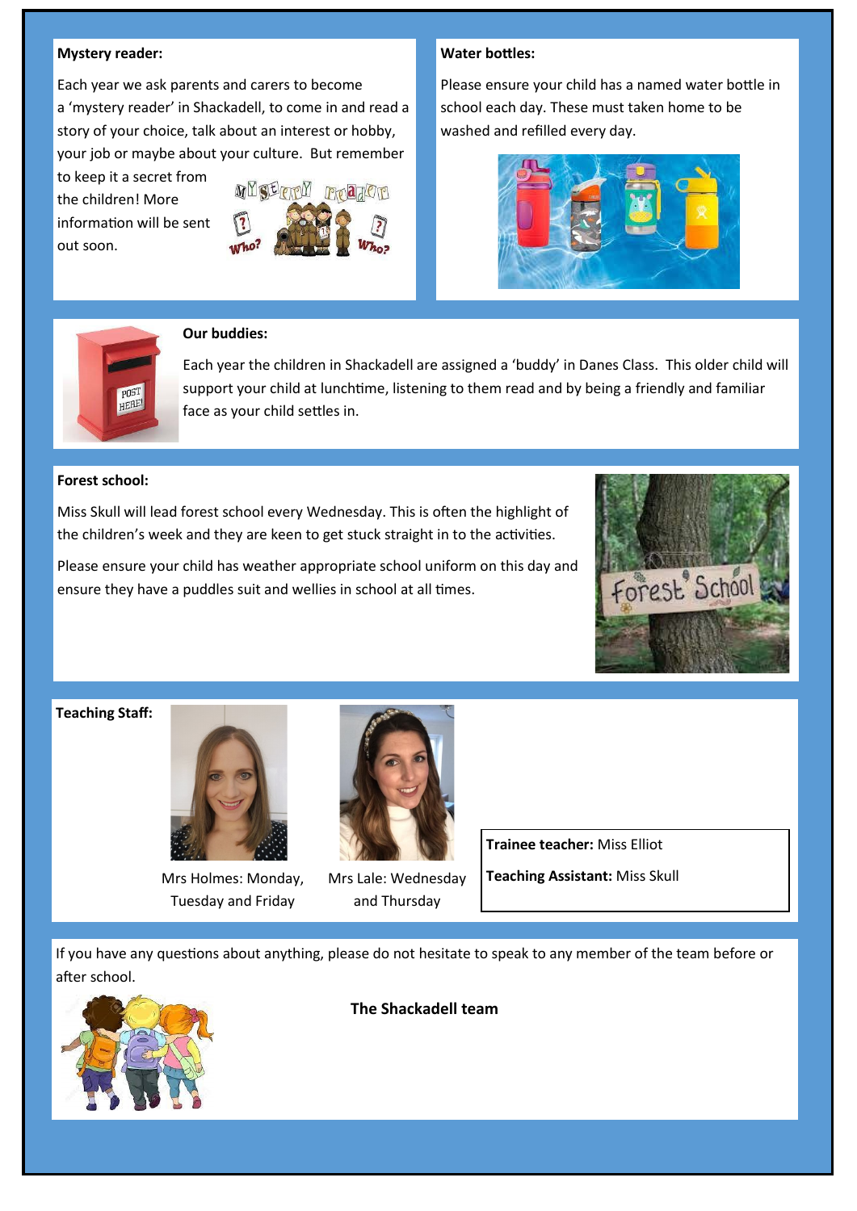**Mystery reader:**

Each year we ask parents and carers to become a 'mystery reader' in Shackadell, to come in and read a story of your choice, talk about an interest or hobby, your job or maybe about your culture. But remember to keep it a secret from the children! More information will be sent out soon.

**Water bottles:**

Please ensure your child has a named water bottle in school each day. These must taken home to be washed and refilled every day.

**Our buddies:**

Each year the children in Shackadell are assigned a 'buddy' in Danes Class. This older child will support your child at lunchtime, listening to them read and by being a friendly and familiar face as your child settles in.

**Forest school:**

Miss Skull will lead forest school every Wednesday. This is often the highlight of the children's week and they are keen to get stuck straight in to the activities.

Please ensure your child has weather appropriate school uniform on this day and ensure they have a puddles suit and wellies in school at all times.

**Teaching Staff:**

Mrs Holmes: Monday, Tuesday and Friday

Mrs Lale: Wednesday and Thursday

**Trainee teacher:** Miss Elliot

**Teaching Assistant:** Miss Skull

If you have any questions about anything, please do not hesitate to speak to any member of the team before or after school.

**The Shackadell team**